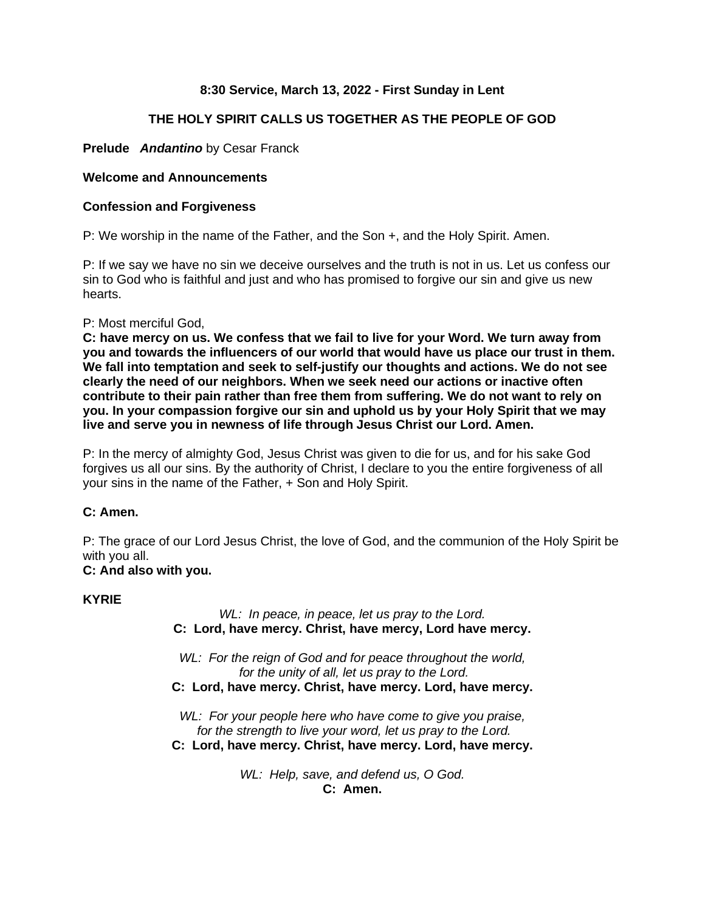**8:30 Service, March 13, 2022 - First Sunday in Lent**

**THE HOLY SPIRIT CALLS US TOGETHER AS THE PEOPLE OF GOD**

**Prelude** ***Andantino*** by Cesar Franck

**Welcome and Announcements**

**Confession and Forgiveness**

P: We worship in the name of the Father, and the Son +, and the Holy Spirit. Amen.

P: If we say we have no sin we deceive ourselves and the truth is not in us. Let us confess our sin to God who is faithful and just and who has promised to forgive our sin and give us new hearts.

P: Most merciful God,
**C: have mercy on us. We confess that we fail to live for your Word. We turn away from you and towards the influencers of our world that would have us place our trust in them. We fall into temptation and seek to self-justify our thoughts and actions. We do not see clearly the need of our neighbors. When we seek need our actions or inactive often contribute to their pain rather than free them from suffering. We do not want to rely on you. In your compassion forgive our sin and uphold us by your Holy Spirit that we may live and serve you in newness of life through Jesus Christ our Lord. Amen.**

P: In the mercy of almighty God, Jesus Christ was given to die for us, and for his sake God forgives us all our sins. By the authority of Christ, I declare to you the entire forgiveness of all your sins in the name of the Father, + Son and Holy Spirit.

**C: Amen.**

P: The grace of our Lord Jesus Christ, the love of God, and the communion of the Holy Spirit be with you all.
**C: And also with you.**

**KYRIE**

*WL: In peace, in peace, let us pray to the Lord.*
**C: Lord, have mercy. Christ, have mercy, Lord have mercy.**

*WL: For the reign of God and for peace throughout the world,*
*for the unity of all, let us pray to the Lord.*
**C: Lord, have mercy. Christ, have mercy. Lord, have mercy.**

*WL: For your people here who have come to give you praise,*
*for the strength to live your word, let us pray to the Lord.*
**C: Lord, have mercy. Christ, have mercy. Lord, have mercy.**

*WL: Help, save, and defend us, O God.*
**C: Amen.**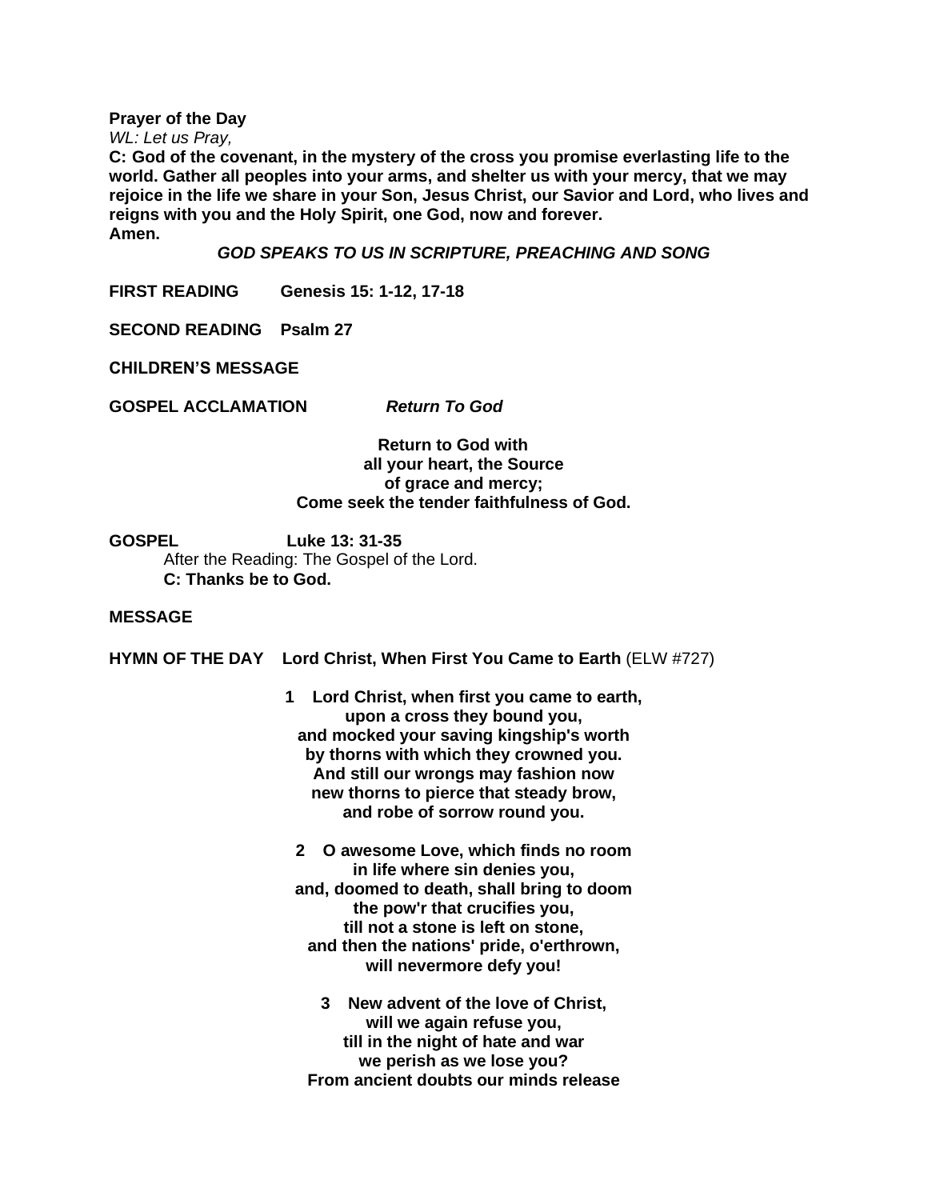**Prayer of the Day**

*WL: Let us Pray,*

**C: God of the covenant, in the mystery of the cross you promise everlasting life to the world. Gather all peoples into your arms, and shelter us with your mercy, that we may rejoice in the life we share in your Son, Jesus Christ, our Savior and Lord, who lives and reigns with you and the Holy Spirit, one God, now and forever.**
**Amen.**

***GOD SPEAKS TO US IN SCRIPTURE, PREACHING AND SONG***

**FIRST READING Genesis 15: 1-12, 17-18**

**SECOND READING Psalm 27**

**CHILDREN'S MESSAGE**

**GOSPEL ACCLAMATION** ***Return To God***

**Return to God with**
**all your heart, the Source**
**of grace and mercy;**
**Come seek the tender faithfulness of God.**

**GOSPEL Luke 13: 31-35**

After the Reading: The Gospel of the Lord.
**C: Thanks be to God.**

**MESSAGE**

**HYMN OF THE DAY Lord Christ, When First You Came to Earth** (ELW #727)

**1 Lord Christ, when first you came to earth,**
**upon a cross they bound you,**
**and mocked your saving kingship's worth**
**by thorns with which they crowned you.**
**And still our wrongs may fashion now**
**new thorns to pierce that steady brow,**
**and robe of sorrow round you.**

**2 O awesome Love, which finds no room**
**in life where sin denies you,**
**and, doomed to death, shall bring to doom**
**the pow'r that crucifies you,**
**till not a stone is left on stone,**
**and then the nations' pride, o'erthrown,**
**will nevermore defy you!**

**3 New advent of the love of Christ,**
**will we again refuse you,**
**till in the night of hate and war**
**we perish as we lose you?**
**From ancient doubts our minds release**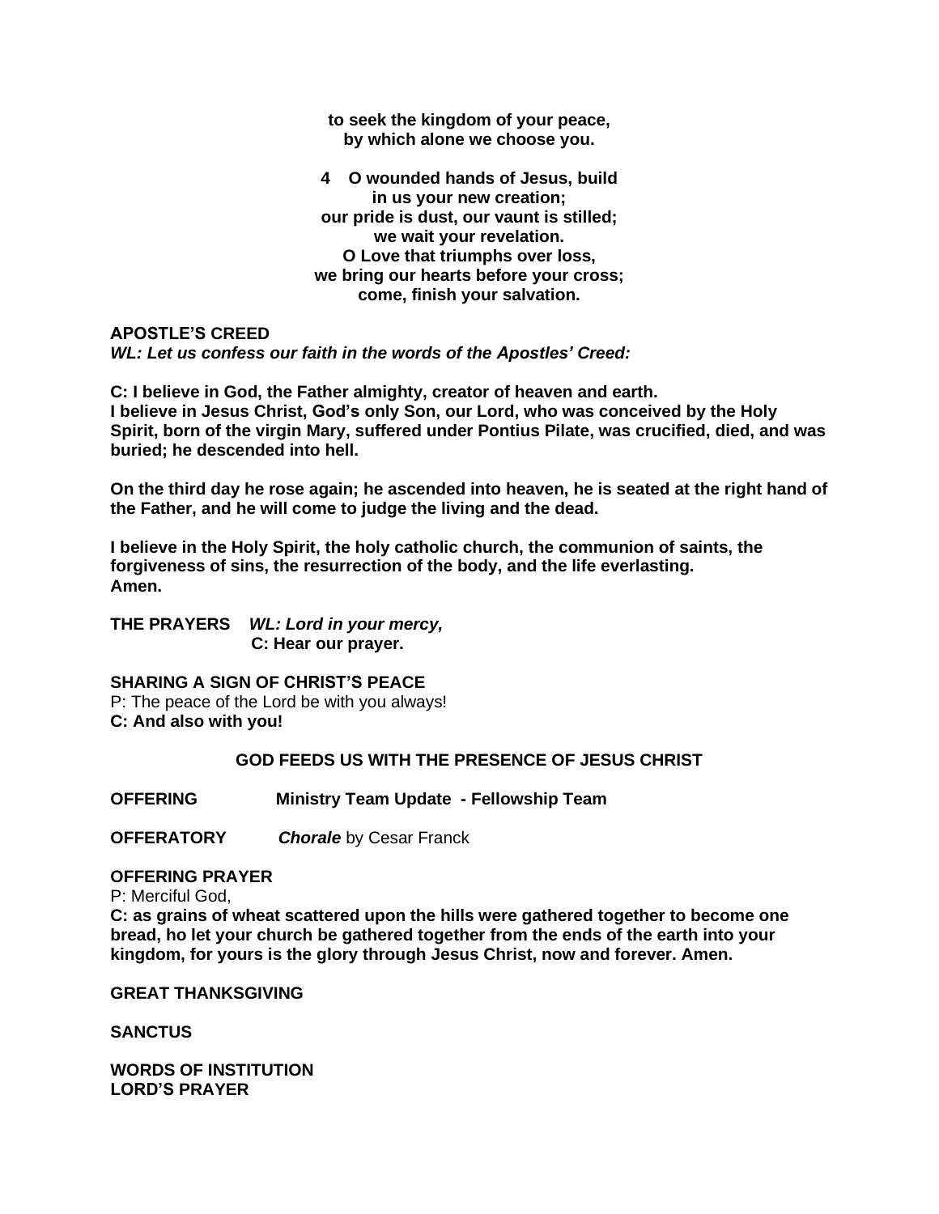**to seek the kingdom of your peace,**
**by which alone we choose you.**

**4 O wounded hands of Jesus, build**
**in us your new creation;**
**our pride is dust, our vaunt is stilled;**
**we wait your revelation.**
**O Love that triumphs over loss,**
**we bring our hearts before your cross;**
**come, finish your salvation.**

**APOSTLE'S CREED**

***WL: Let us confess our faith in the words of the Apostles' Creed:***

**C: I believe in God, the Father almighty, creator of heaven and earth.**
**I believe in Jesus Christ, God's only Son, our Lord, who was conceived by the Holy Spirit, born of the virgin Mary, suffered under Pontius Pilate, was crucified, died, and was buried; he descended into hell.**

**On the third day he rose again; he ascended into heaven, he is seated at the right hand of the Father, and he will come to judge the living and the dead.**

**I believe in the Holy Spirit, the holy catholic church, the communion of saints, the forgiveness of sins, the resurrection of the body, and the life everlasting.**
**Amen.**

**THE PRAYERS** ***WL: Lord in your mercy,***
**C: Hear our prayer.**

**SHARING A SIGN OF CHRIST'S PEACE**

P: The peace of the Lord be with you always!
**C: And also with you!**

**GOD FEEDS US WITH THE PRESENCE OF JESUS CHRIST**

**OFFERING** **Ministry Team Update - Fellowship Team**

**OFFERATORY** ***Chorale*** by Cesar Franck

**OFFERING PRAYER**

P: Merciful God,
**C: as grains of wheat scattered upon the hills were gathered together to become one bread, ho let your church be gathered together from the ends of the earth into your kingdom, for yours is the glory through Jesus Christ, now and forever. Amen.**

**GREAT THANKSGIVING**

**SANCTUS**

**WORDS OF INSTITUTION**
**LORD'S PRAYER**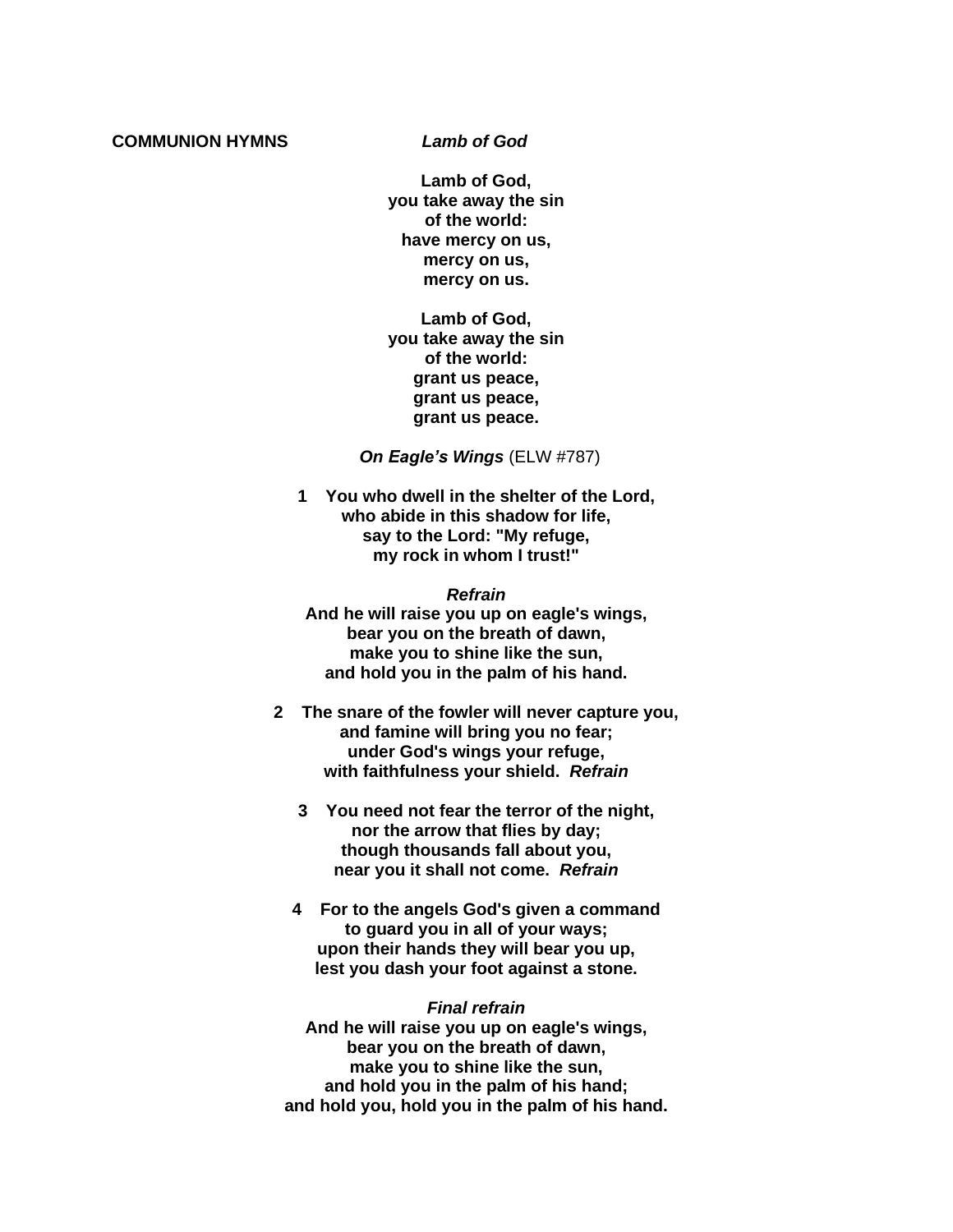**COMMUNION HYMNS** ***Lamb of God***

**Lamb of God,**
**you take away the sin**
**of the world:**
**have mercy on us,**
**mercy on us,**
**mercy on us.**

**Lamb of God,**
**you take away the sin**
**of the world:**
**grant us peace,**
**grant us peace,**
**grant us peace.**

***On Eagle's Wings*** (ELW #787)

**1 You who dwell in the shelter of the Lord,**
**who abide in this shadow for life,**
**say to the Lord: "My refuge,**
**my rock in whom I trust!"**

***Refrain***
**And he will raise you up on eagle's wings,**
**bear you on the breath of dawn,**
**make you to shine like the sun,**
**and hold you in the palm of his hand.**

**2 The snare of the fowler will never capture you,**
**and famine will bring you no fear;**
**under God's wings your refuge,**
**with faithfulness your shield.** ***Refrain***

**3 You need not fear the terror of the night,**
**nor the arrow that flies by day;**
**though thousands fall about you,**
**near you it shall not come.** ***Refrain***

**4 For to the angels God's given a command**
**to guard you in all of your ways;**
**upon their hands they will bear you up,**
**lest you dash your foot against a stone.**

***Final refrain***
**And he will raise you up on eagle's wings,**
**bear you on the breath of dawn,**
**make you to shine like the sun,**
**and hold you in the palm of his hand;**
**and hold you, hold you in the palm of his hand.**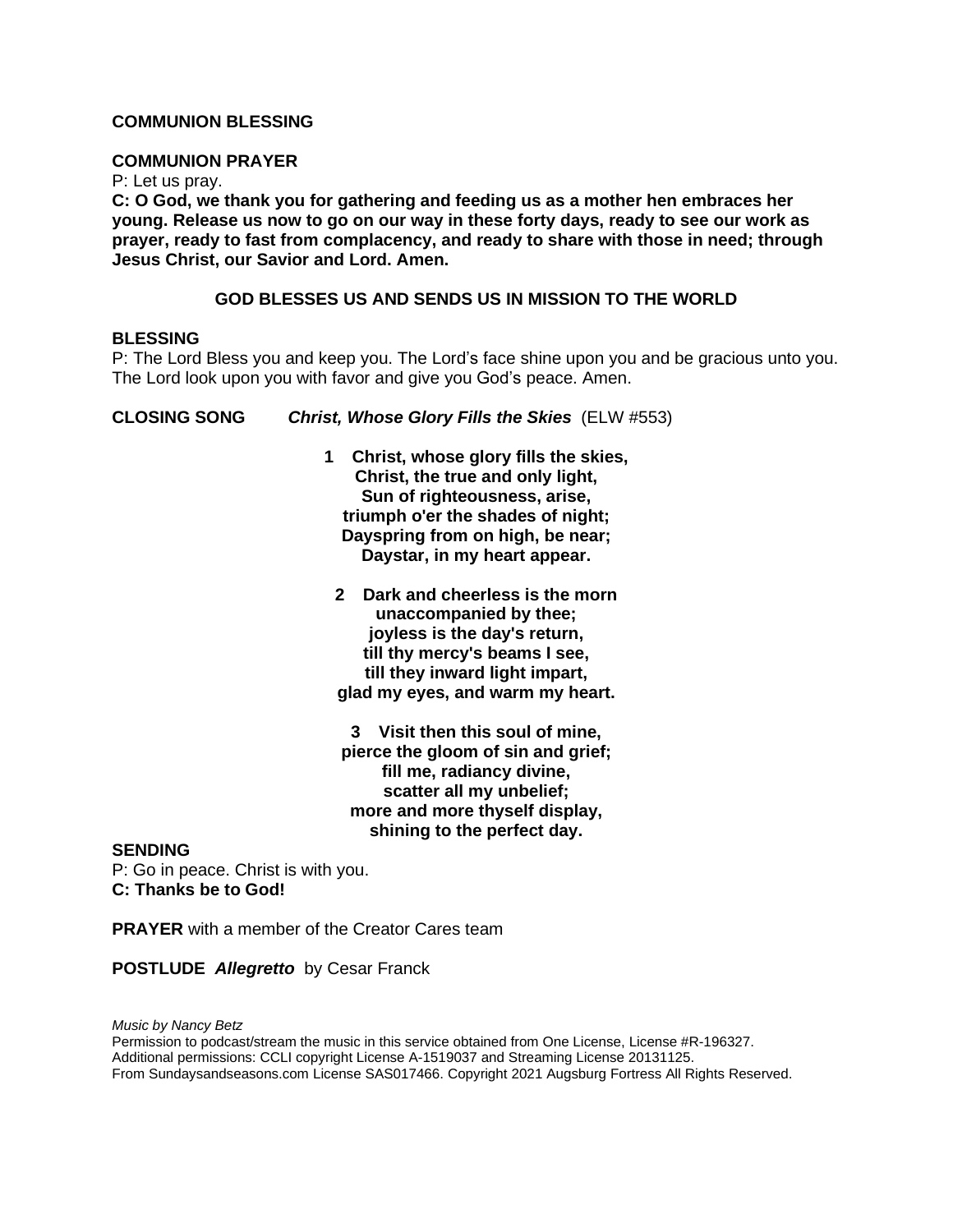**COMMUNION BLESSING**

**COMMUNION PRAYER**

P: Let us pray.

**C: O God, we thank you for gathering and feeding us as a mother hen embraces her young. Release us now to go on our way in these forty days, ready to see our work as prayer, ready to fast from complacency, and ready to share with those in need; through Jesus Christ, our Savior and Lord. Amen.**

**GOD BLESSES US AND SENDS US IN MISSION TO THE WORLD**

**BLESSING**

P: The Lord Bless you and keep you. The Lord's face shine upon you and be gracious unto you. The Lord look upon you with favor and give you God's peace. Amen.

**CLOSING SONG** ***Christ, Whose Glory Fills the Skies*** (ELW #553)

**1 Christ, whose glory fills the skies,**
**Christ, the true and only light,**
**Sun of righteousness, arise,**
**triumph o'er the shades of night;**
**Dayspring from on high, be near;**
**Daystar, in my heart appear.**

**2 Dark and cheerless is the morn**
**unaccompanied by thee;**
**joyless is the day's return,**
**till thy mercy's beams I see,**
**till they inward light impart,**
**glad my eyes, and warm my heart.**

**3 Visit then this soul of mine,**
**pierce the gloom of sin and grief;**
**fill me, radiancy divine,**
**scatter all my unbelief;**
**more and more thyself display,**
**shining to the perfect day.**

**SENDING**

P: Go in peace. Christ is with you.

**C: Thanks be to God!**

**PRAYER** with a member of the Creator Cares team

**POSTLUDE** ***Allegretto*** by Cesar Franck

*Music by Nancy Betz*

Permission to podcast/stream the music in this service obtained from One License, License #R-196327.
Additional permissions: CCLI copyright License A-1519037 and Streaming License 20131125.
From Sundaysandseasons.com License SAS017466. Copyright 2021 Augsburg Fortress All Rights Reserved.